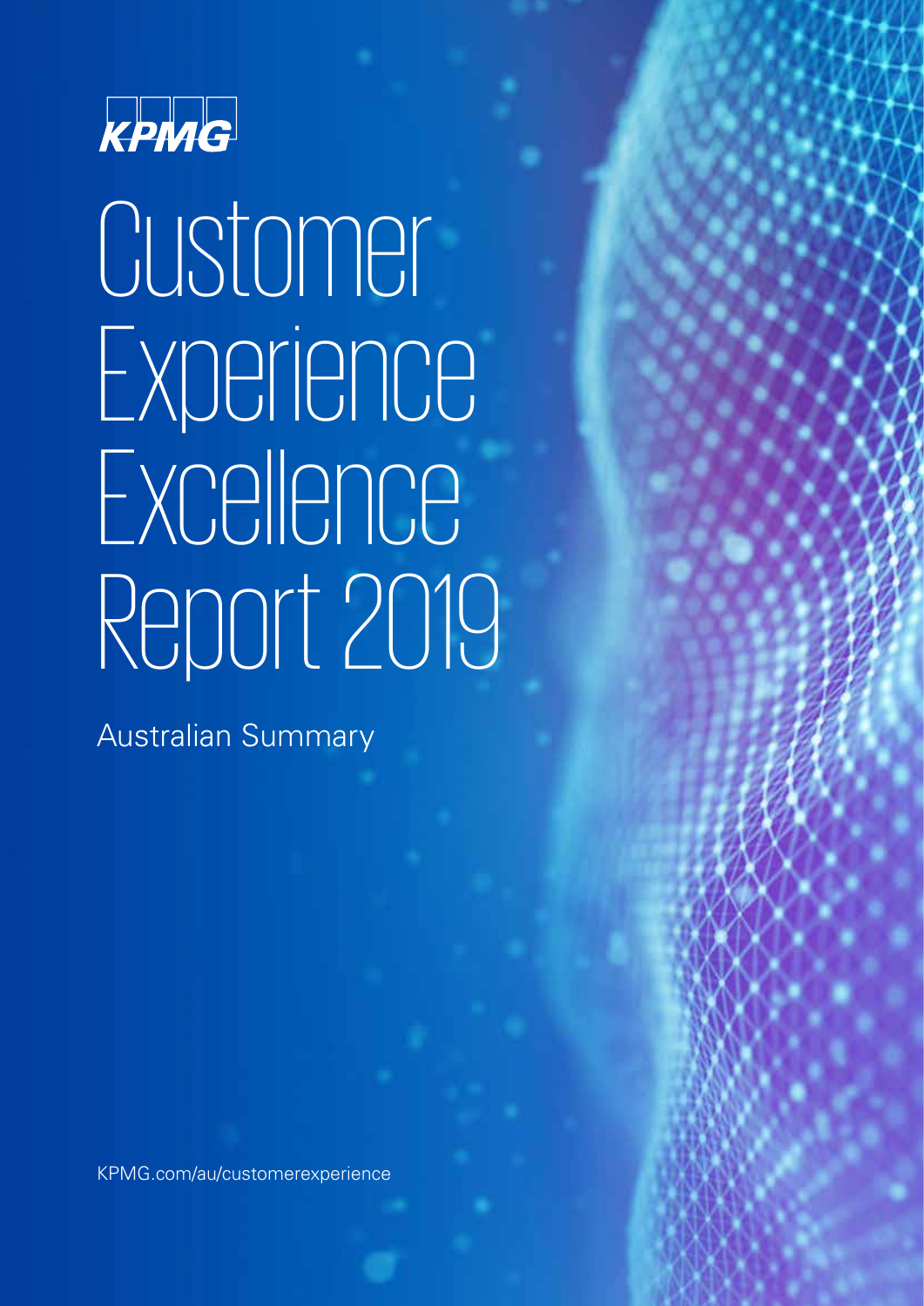KPMG

# Customer Experience Excellence Report 2019

Australian Summary

KPMG.com/au/customerexperience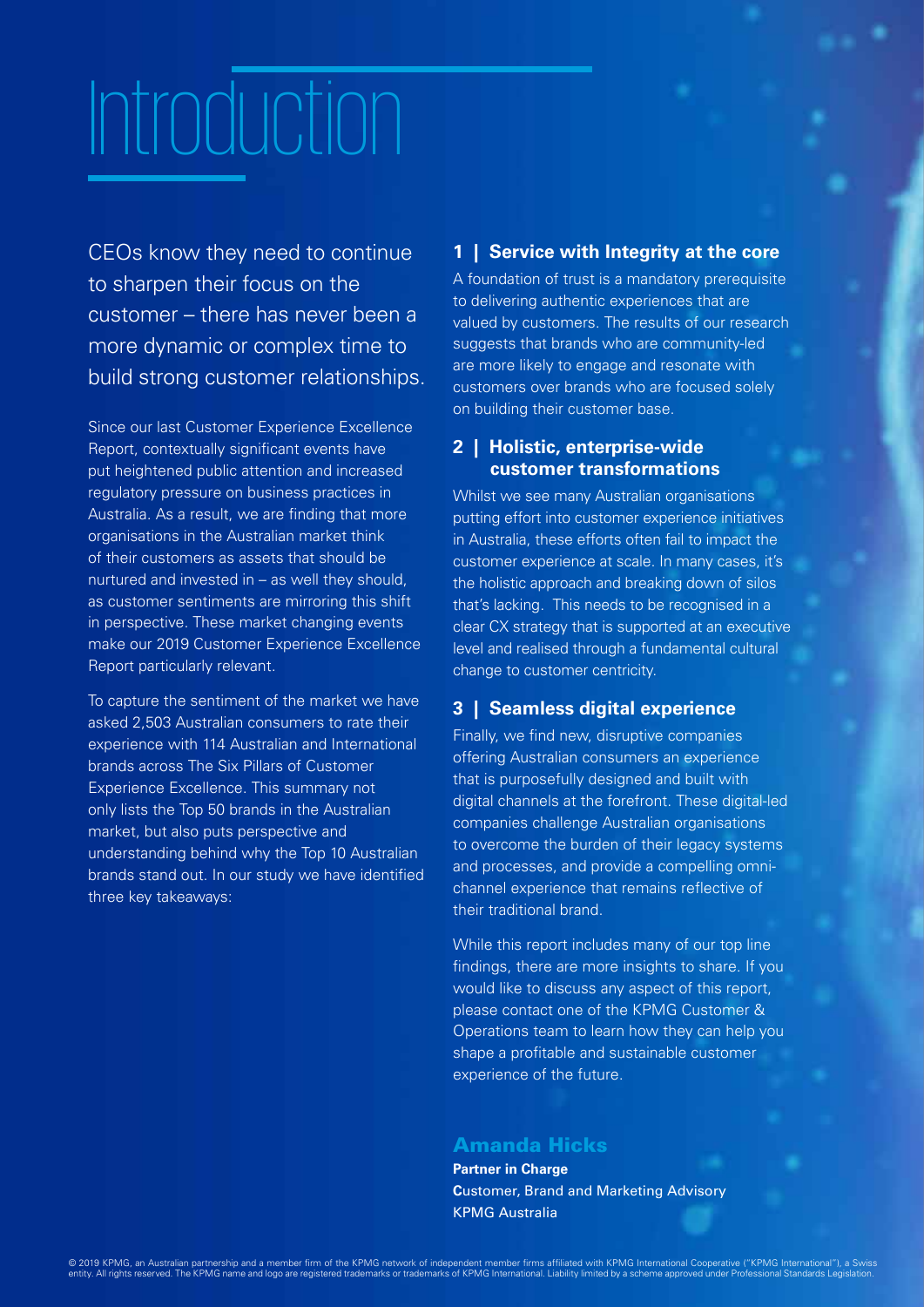# Introduction

CEOs know they need to continue to sharpen their focus on the customer – there has never been a more dynamic or complex time to build strong customer relationships.

Since our last Customer Experience Excellence Report, contextually significant events have put heightened public attention and increased regulatory pressure on business practices in Australia. As a result, we are finding that more organisations in the Australian market think of their customers as assets that should be nurtured and invested in – as well they should, as customer sentiments are mirroring this shift in perspective. These market changing events make our 2019 Customer Experience Excellence Report particularly relevant.

To capture the sentiment of the market we have asked 2,503 Australian consumers to rate their experience with 114 Australian and International brands across The Six Pillars of Customer Experience Excellence. This summary not only lists the Top 50 brands in the Australian market, but also puts perspective and understanding behind why the Top 10 Australian brands stand out. In our study we have identified three key takeaways:

### 1 | Service with Integrity at the core

A foundation of trust is a mandatory prerequisite to delivering authentic experiences that are valued by customers. The results of our research suggests that brands who are community-led are more likely to engage and resonate with customers over brands who are focused solely on building their customer base.

### 2 | Holistic, enterprise-wide customer transformations

Whilst we see many Australian organisations putting effort into customer experience initiatives in Australia, these efforts often fail to impact the customer experience at scale. In many cases, it's the holistic approach and breaking down of silos that's lacking. This needs to be recognised in a clear CX strategy that is supported at an executive level and realised through a fundamental cultural change to customer centricity.

### 3 | Seamless digital experience

Finally, we find new, disruptive companies offering Australian consumers an experience that is purposefully designed and built with digital channels at the forefront. These digital-led companies challenge Australian organisations to overcome the burden of their legacy systems and processes, and provide a compelling omni-channel experience that remains reflective of their traditional brand.

While this report includes many of our top line findings, there are more insights to share. If you would like to discuss any aspect of this report, please contact one of the KPMG Customer & Operations team to learn how they can help you shape a profitable and sustainable customer experience of the future.

**Amanda Hicks**
**Partner in Charge**
Customer, Brand and Marketing Advisory
KPMG Australia

© 2019 KPMG, an Australian partnership and a member firm of the KPMG network of independent member firms affiliated with KPMG International Cooperative ("KPMG International"), a Swiss entity. All rights reserved. The KPMG name and logo are registered trademarks or trademarks of KPMG International. Liability limited by a scheme approved under Professional Standards Legislation.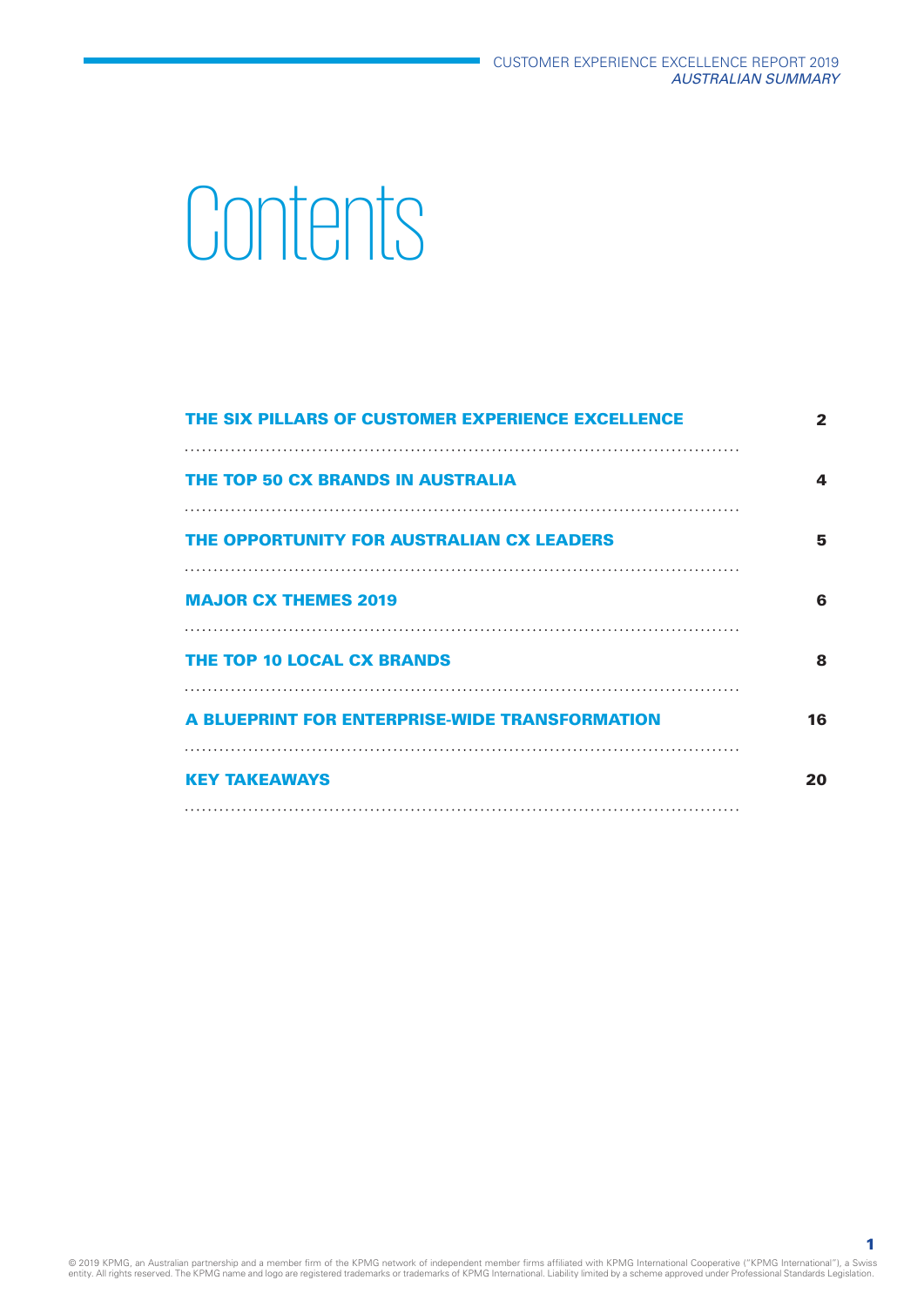# Contents

| | |
|---|---|
| THE SIX PILLARS OF CUSTOMER EXPERIENCE EXCELLENCE | 2 |
| THE TOP 50 CX BRANDS IN AUSTRALIA | 4 |
| THE OPPORTUNITY FOR AUSTRALIAN CX LEADERS | 5 |
| MAJOR CX THEMES 2019 | 6 |
| THE TOP 10 LOCAL CX BRANDS | 8 |
| A BLUEPRINT FOR ENTERPRISE-WIDE TRANSFORMATION | 16 |
| KEY TAKEAWAYS | 20 |

© 2019 KPMG, an Australian partnership and a member firm of the KPMG network of independent member firms affiliated with KPMG International Cooperative ("KPMG International"), a Swiss entity. All rights reserved. The KPMG name and logo are registered trademarks or trademarks of KPMG International. Liability limited by a scheme approved under Professional Standards Legislation.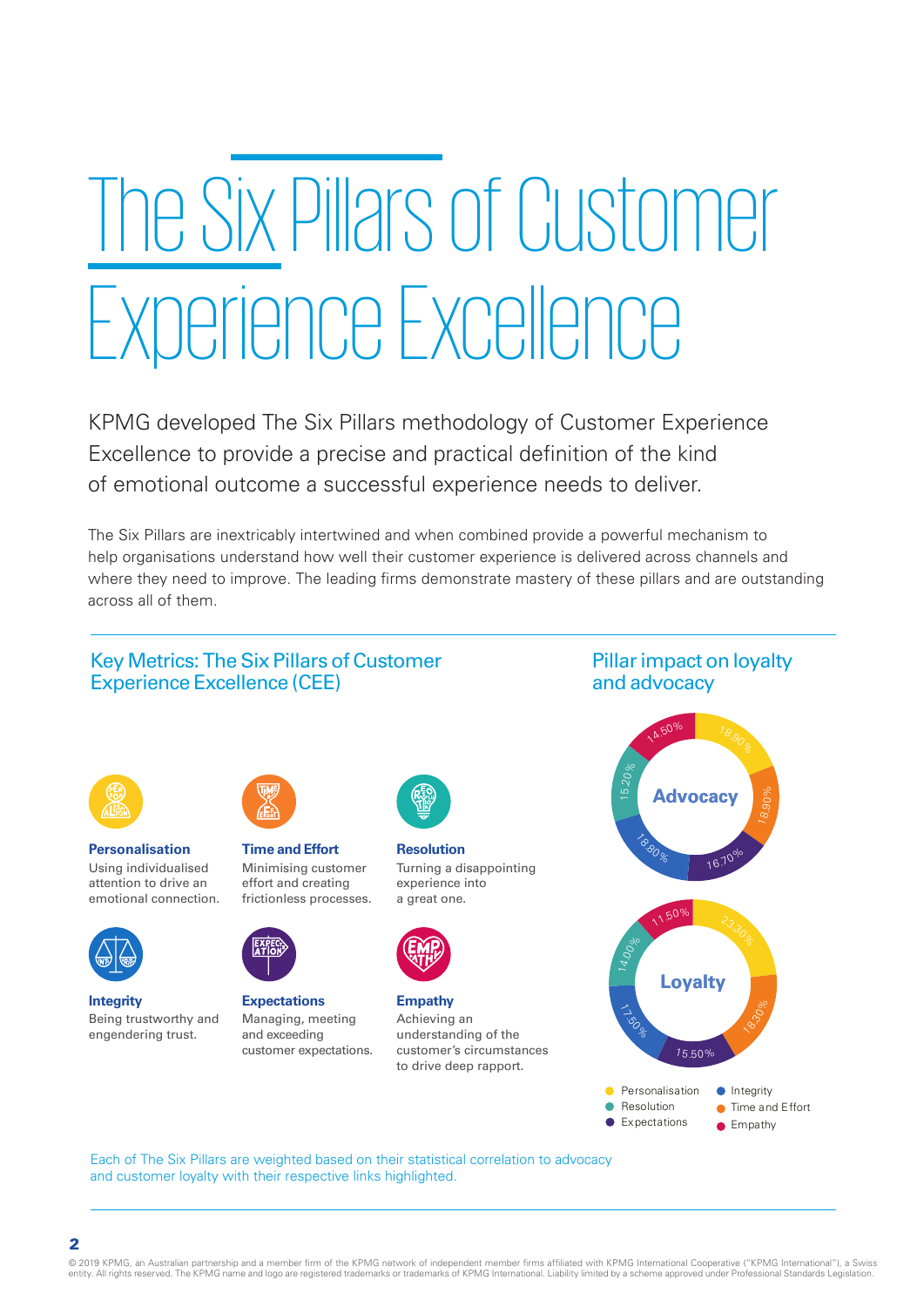# The Six Pillars of Customer Experience Excellence

KPMG developed The Six Pillars methodology of Customer Experience Excellence to provide a precise and practical definition of the kind of emotional outcome a successful experience needs to deliver.

The Six Pillars are inextricably intertwined and when combined provide a powerful mechanism to help organisations understand how well their customer experience is delivered across channels and where they need to improve. The leading firms demonstrate mastery of these pillars and are outstanding across all of them.

## Key Metrics: The Six Pillars of Customer Experience Excellence (CEE)

**Personalisation**
Using individualised attention to drive an emotional connection.

**Time and Effort**
Minimising customer effort and creating frictionless processes.

**Resolution**
Turning a disappointing experience into a great one.

**Integrity**
Being trustworthy and engendering trust.

**Expectations**
Managing, meeting and exceeding customer expectations.

**Empathy**
Achieving an understanding of the customer's circumstances to drive deep rapport.

## Pillar impact on loyalty and advocacy

Advocacy

18.90%
18.90%
16.70%
18.80%
15.20%
14.50%

Loyalty

23.30%
18.30%
15.50%
17.50%
14.00%
11.50%

Personalisation
Integrity
Resolution
Time and Effort
Expectations
Empathy

Each of The Six Pillars are weighted based on their statistical correlation to advocacy and customer loyalty with their respective links highlighted.

© 2019 KPMG, an Australian partnership and a member firm of the KPMG network of independent member firms affiliated with KPMG International Cooperative ("KPMG International"), a Swiss entity. All rights reserved. The KPMG name and logo are registered trademarks or trademarks of KPMG International. Liability limited by a scheme approved under Professional Standards Legislation.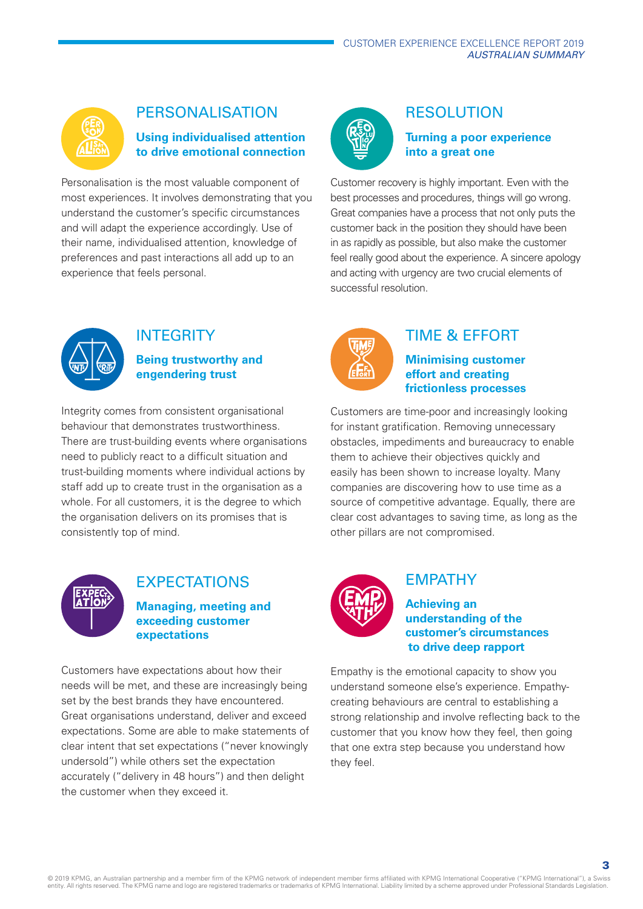## PERSONALISATION

**Using individualised attention to drive emotional connection**

Personalisation is the most valuable component of most experiences. It involves demonstrating that you understand the customer's specific circumstances and will adapt the experience accordingly. Use of their name, individualised attention, knowledge of preferences and past interactions all add up to an experience that feels personal.

## RESOLUTION

**Turning a poor experience into a great one**

Customer recovery is highly important. Even with the best processes and procedures, things will go wrong. Great companies have a process that not only puts the customer back in the position they should have been in as rapidly as possible, but also make the customer feel really good about the experience. A sincere apology and acting with urgency are two crucial elements of successful resolution.

## INTEGRITY

**Being trustworthy and engendering trust**

Integrity comes from consistent organisational behaviour that demonstrates trustworthiness. There are trust-building events where organisations need to publicly react to a difficult situation and trust-building moments where individual actions by staff add up to create trust in the organisation as a whole. For all customers, it is the degree to which the organisation delivers on its promises that is consistently top of mind.

## TIME & EFFORT

**Minimising customer effort and creating frictionless processes**

Customers are time-poor and increasingly looking for instant gratification. Removing unnecessary obstacles, impediments and bureaucracy to enable them to achieve their objectives quickly and easily has been shown to increase loyalty. Many companies are discovering how to use time as a source of competitive advantage. Equally, there are clear cost advantages to saving time, as long as the other pillars are not compromised.

## EXPECTATIONS

**Managing, meeting and exceeding customer expectations**

Customers have expectations about how their needs will be met, and these are increasingly being set by the best brands they have encountered. Great organisations understand, deliver and exceed expectations. Some are able to make statements of clear intent that set expectations ("never knowingly undersold") while others set the expectation accurately ("delivery in 48 hours") and then delight the customer when they exceed it.

## EMPATHY

**Achieving an understanding of the customer's circumstances to drive deep rapport**

Empathy is the emotional capacity to show you understand someone else's experience. Empathy-creating behaviours are central to establishing a strong relationship and involve reflecting back to the customer that you know how they feel, then going that one extra step because you understand how they feel.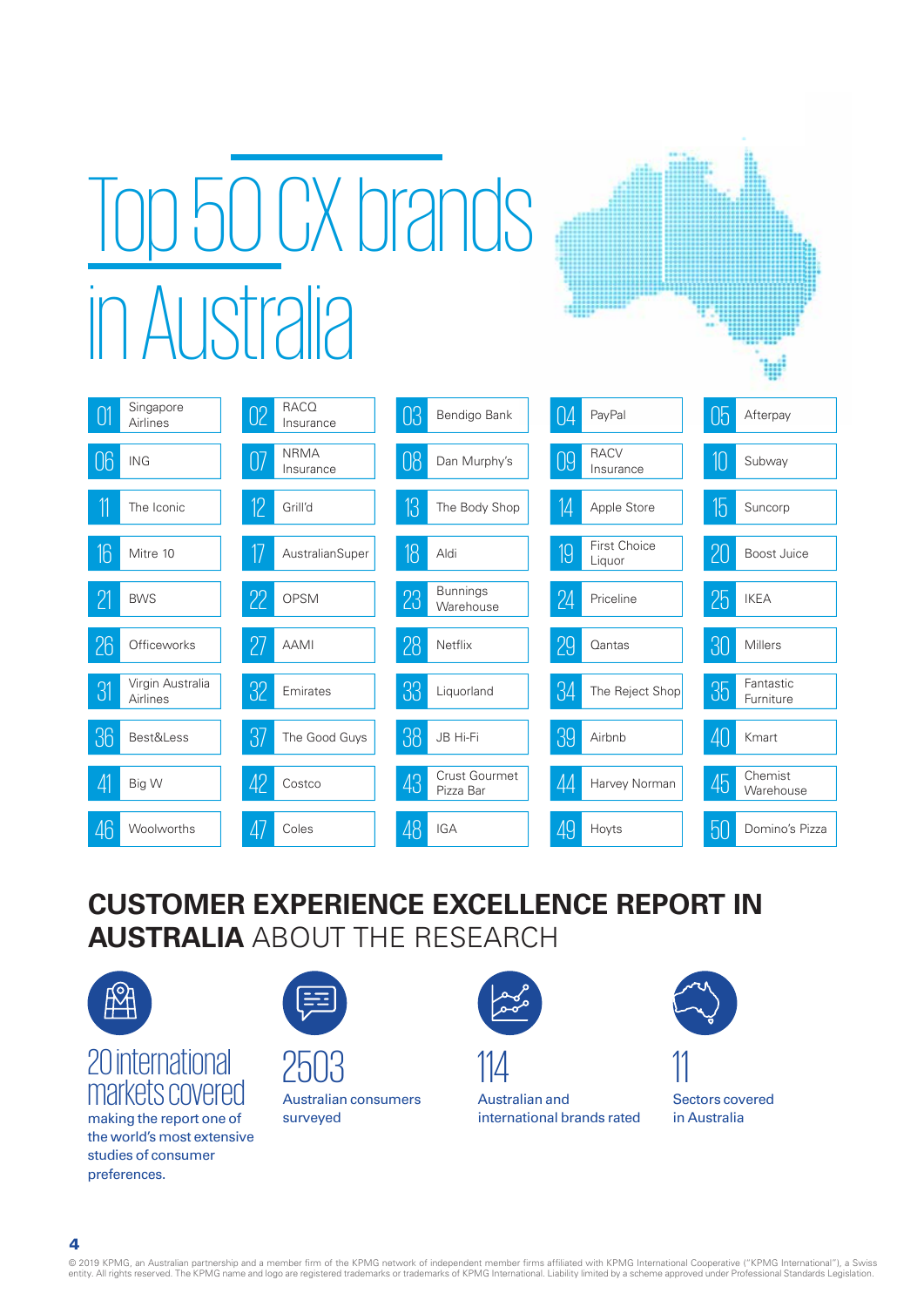# Top 50 CX brands in Australia

| | | | | |
|---|---|---|---|---|
| 01 Singapore Airlines | 02 RACQ Insurance | 03 Bendigo Bank | 04 PayPal | 05 Afterpay |
| 06 ING | 07 NRMA Insurance | 08 Dan Murphy's | 09 RACV Insurance | 10 Subway |
| 11 The Iconic | 12 Grill'd | 13 The Body Shop | 14 Apple Store | 15 Suncorp |
| 16 Mitre 10 | 17 AustralianSuper | 18 Aldi | 19 First Choice Liquor | 20 Boost Juice |
| 21 BWS | 22 OPSM | 23 Bunnings Warehouse | 24 Priceline | 25 IKEA |
| 26 Officeworks | 27 AAMI | 28 Netflix | 29 Qantas | 30 Millers |
| 31 Virgin Australia Airlines | 32 Emirates | 33 Liquorland | 34 The Reject Shop | 35 Fantastic Furniture |
| 36 Best&Less | 37 The Good Guys | 38 JB Hi-Fi | 39 Airbnb | 40 Kmart |
| 41 Big W | 42 Costco | 43 Crust Gourmet Pizza Bar | 44 Harvey Norman | 45 Chemist Warehouse |
| 46 Woolworths | 47 Coles | 48 IGA | 49 Hoyts | 50 Domino's Pizza |

## CUSTOMER EXPERIENCE EXCELLENCE REPORT IN AUSTRALIA ABOUT THE RESEARCH

**20 international markets covered** making the report one of the world's most extensive studies of consumer preferences.

**2503** Australian consumers surveyed

**114** Australian and international brands rated

**11** Sectors covered in Australia

© 2019 KPMG, an Australian partnership and a member firm of the KPMG network of independent member firms affiliated with KPMG International Cooperative ("KPMG International"), a Swiss entity. All rights reserved. The KPMG name and logo are registered trademarks or trademarks of KPMG International. Liability limited by a scheme approved under Professional Standards Legislation.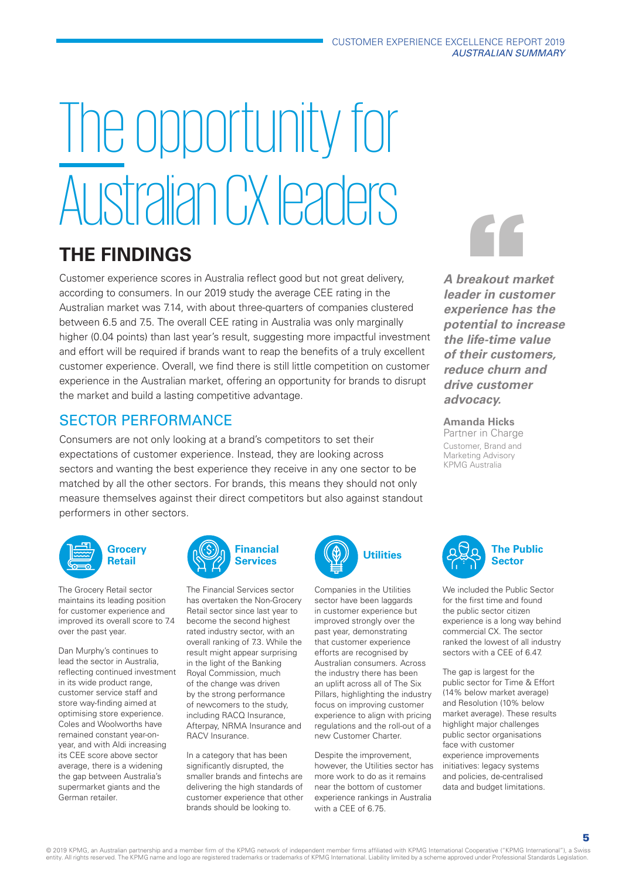# The opportunity for Australian CX leaders

## THE FINDINGS

Customer experience scores in Australia reflect good but not great delivery, according to consumers. In our 2019 study the average CEE rating in the Australian market was 7.14, with about three-quarters of companies clustered between 6.5 and 7.5. The overall CEE rating in Australia was only marginally higher (0.04 points) than last year's result, suggesting more impactful investment and effort will be required if brands want to reap the benefits of a truly excellent customer experience. Overall, we find there is still little competition on customer experience in the Australian market, offering an opportunity for brands to disrupt the market and build a lasting competitive advantage.

> ***A breakout market leader in customer experience has the potential to increase the life-time value of their customers, reduce churn and drive customer advocacy.***
>
> **Amanda Hicks**
> Partner in Charge
> Customer, Brand and Marketing Advisory
> KPMG Australia

## SECTOR PERFORMANCE

Consumers are not only looking at a brand's competitors to set their expectations of customer experience. Instead, they are looking across sectors and wanting the best experience they receive in any one sector to be matched by all the other sectors. For brands, this means they should not only measure themselves against their direct competitors but also against standout performers in other sectors.

### Grocery Retail

The Grocery Retail sector maintains its leading position for customer experience and improved its overall score to 7.4 over the past year.

Dan Murphy's continues to lead the sector in Australia, reflecting continued investment in its wide product range, customer service staff and store way-finding aimed at optimising store experience. Coles and Woolworths have remained constant year-on-year, and with Aldi increasing its CEE score above sector average, there is a widening the gap between Australia's supermarket giants and the German retailer.

### Financial Services

The Financial Services sector has overtaken the Non-Grocery Retail sector since last year to become the second highest rated industry sector, with an overall ranking of 7.3. While the result might appear surprising in the light of the Banking Royal Commission, much of the change was driven by the strong performance of newcomers to the study, including RACQ Insurance, Afterpay, NRMA Insurance and RACV Insurance.

In a category that has been significantly disrupted, the smaller brands and fintechs are delivering the high standards of customer experience that other brands should be looking to.

### Utilities

Companies in the Utilities sector have been laggards in customer experience but improved strongly over the past year, demonstrating that customer experience efforts are recognised by Australian consumers. Across the industry there has been an uplift across all of The Six Pillars, highlighting the industry focus on improving customer experience to align with pricing regulations and the roll-out of a new Customer Charter.

Despite the improvement, however, the Utilities sector has more work to do as it remains near the bottom of customer experience rankings in Australia with a CEE of 6.75.

### The Public Sector

We included the Public Sector for the first time and found the public sector citizen experience is a long way behind commercial CX. The sector ranked the lowest of all industry sectors with a CEE of 6.47.

The gap is largest for the public sector for Time & Effort (14% below market average) and Resolution (10% below market average). These results highlight major challenges public sector organisations face with customer experience improvements initiatives: legacy systems and policies, de-centralised data and budget limitations.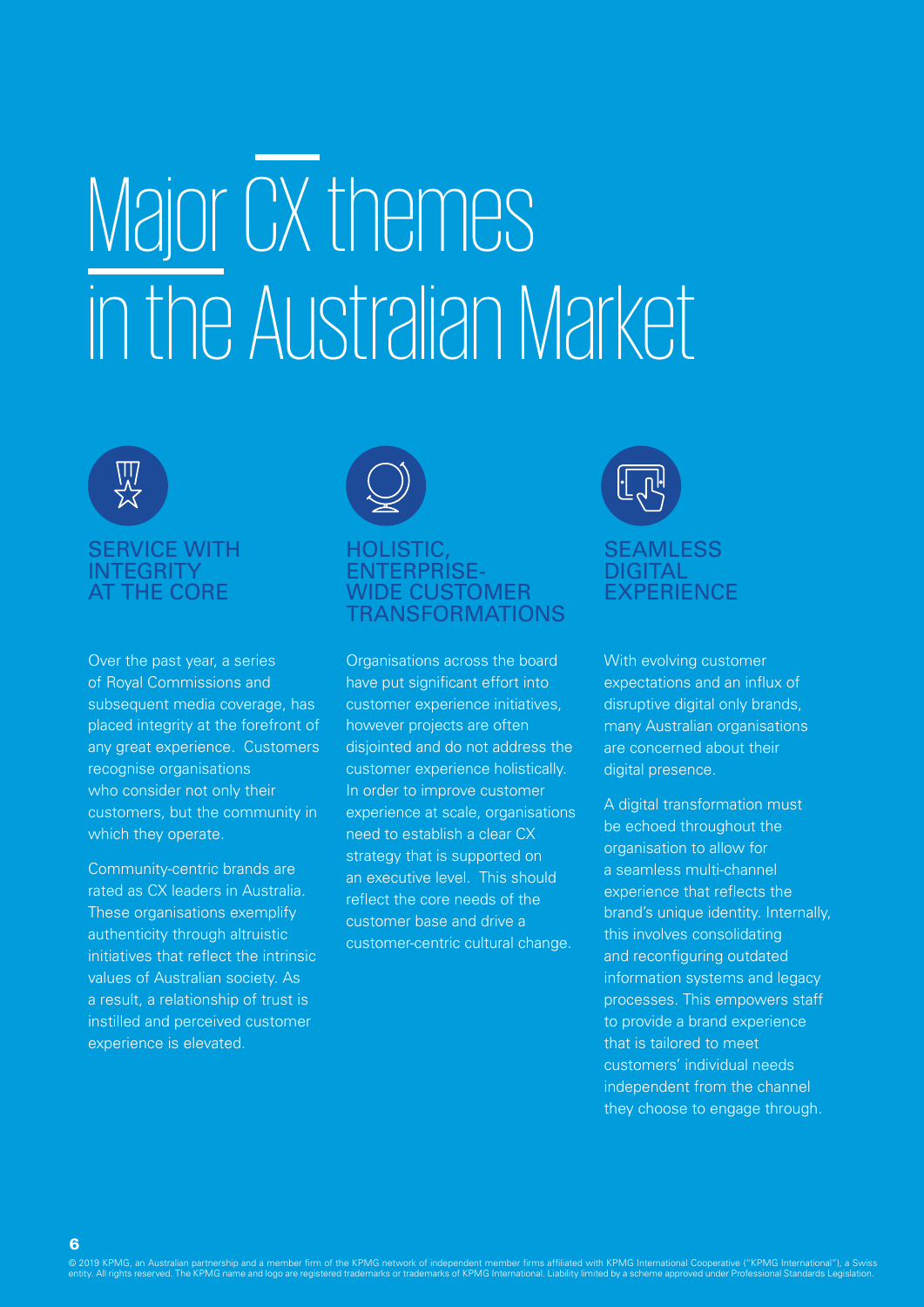# Major CX themes in the Australian Market

## SERVICE WITH INTEGRITY AT THE CORE

Over the past year, a series of Royal Commissions and subsequent media coverage, has placed integrity at the forefront of any great experience. Customers recognise organisations who consider not only their customers, but the community in which they operate.

Community-centric brands are rated as CX leaders in Australia. These organisations exemplify authenticity through altruistic initiatives that reflect the intrinsic values of Australian society. As a result, a relationship of trust is instilled and perceived customer experience is elevated.

## HOLISTIC, ENTERPRISE-WIDE CUSTOMER TRANSFORMATIONS

Organisations across the board have put significant effort into customer experience initiatives, however projects are often disjointed and do not address the customer experience holistically. In order to improve customer experience at scale, organisations need to establish a clear CX strategy that is supported on an executive level. This should reflect the core needs of the customer base and drive a customer-centric cultural change.

## SEAMLESS DIGITAL EXPERIENCE

With evolving customer expectations and an influx of disruptive digital only brands, many Australian organisations are concerned about their digital presence.

A digital transformation must be echoed throughout the organisation to allow for a seamless multi-channel experience that reflects the brand's unique identity. Internally, this involves consolidating and reconfiguring outdated information systems and legacy processes. This empowers staff to provide a brand experience that is tailored to meet customers' individual needs independent from the channel they choose to engage through.

© 2019 KPMG, an Australian partnership and a member firm of the KPMG network of independent member firms affiliated with KPMG International Cooperative ("KPMG International"), a Swiss entity. All rights reserved. The KPMG name and logo are registered trademarks or trademarks of KPMG International. Liability limited by a scheme approved under Professional Standards Legislation.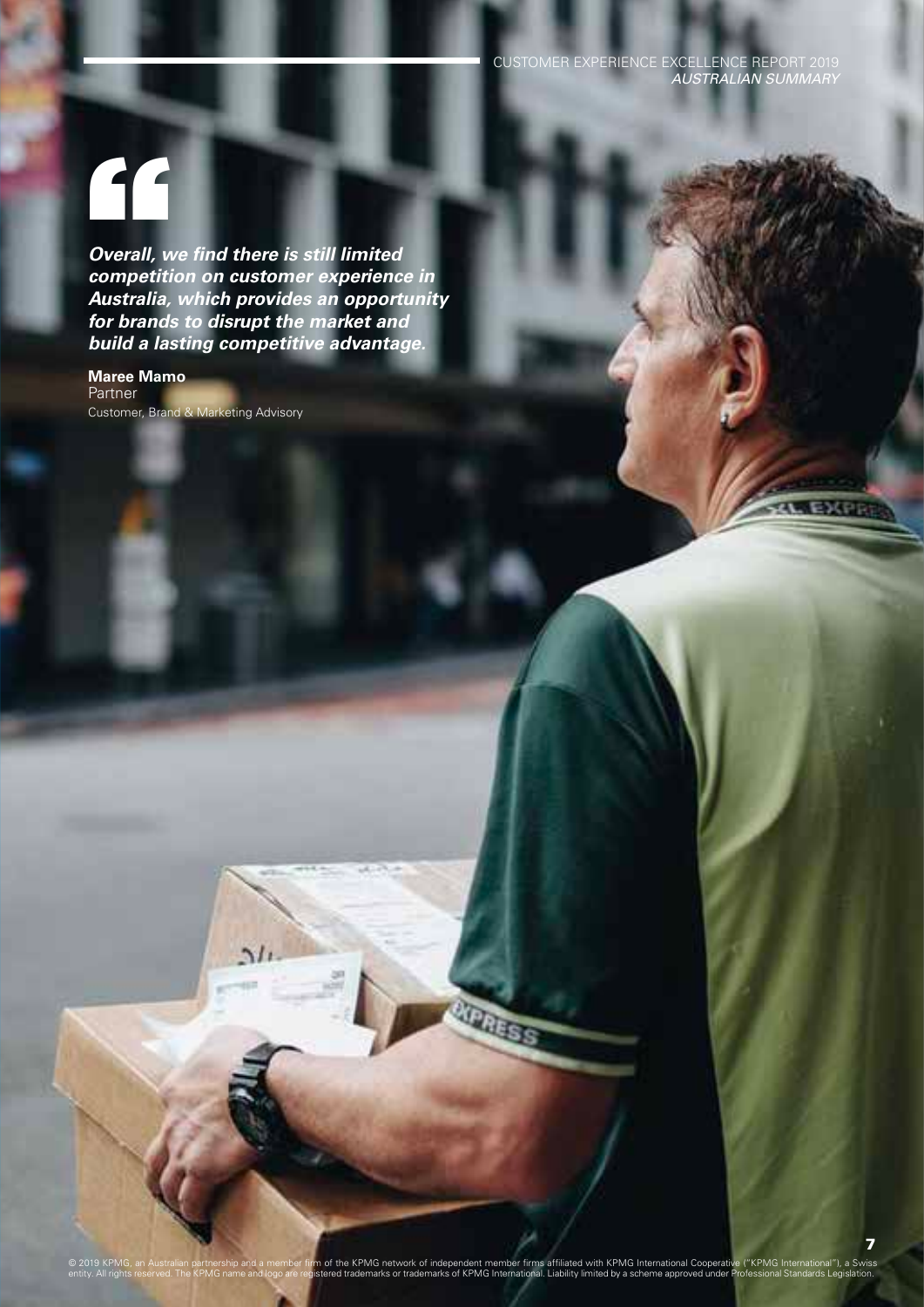> *Overall, we find there is still limited competition on customer experience in Australia, which provides an opportunity for brands to disrupt the market and build a lasting competitive advantage.*

**Maree Mamo**
Partner
Customer, Brand & Marketing Advisory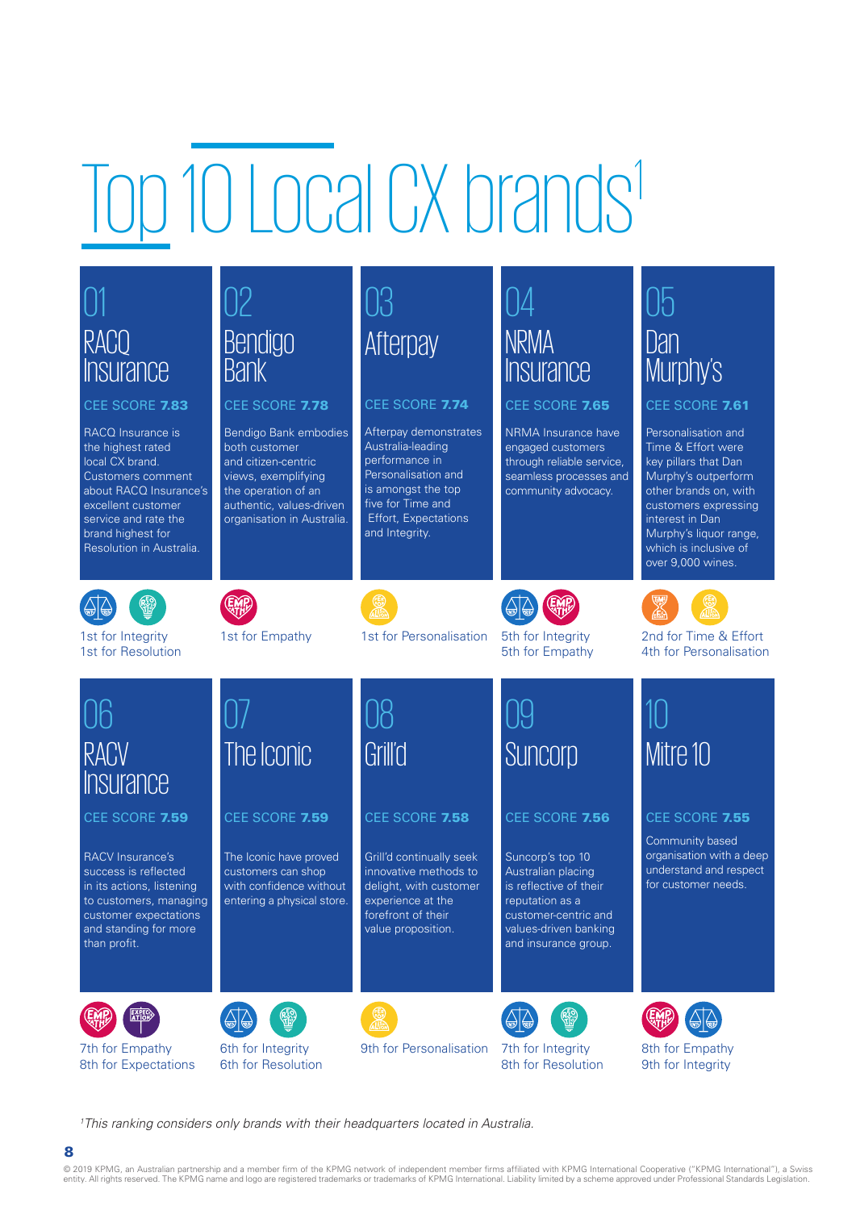# Top 10 Local CX brands[1]

## 01 RACQ Insurance

CEE SCORE **7.83**

RACQ Insurance is the highest rated local CX brand. Customers comment about RACQ Insurance's excellent customer service and rate the brand highest for Resolution in Australia.

1st for Integrity
1st for Resolution

## 02 Bendigo Bank

CEE SCORE **7.78**

Bendigo Bank embodies both customer and citizen-centric views, exemplifying the operation of an authentic, values-driven organisation in Australia.

1st for Empathy

## 03 Afterpay

CEE SCORE **7.74**

Afterpay demonstrates Australia-leading performance in Personalisation and is amongst the top five for Time and Effort, Expectations and Integrity.

1st for Personalisation

## 04 NRMA Insurance

CEE SCORE **7.65**

NRMA Insurance have engaged customers through reliable service, seamless processes and community advocacy.

5th for Integrity
5th for Empathy

## 05 Dan Murphy's

CEE SCORE **7.61**

Personalisation and Time & Effort were key pillars that Dan Murphy's outperform other brands on, with customers expressing interest in Dan Murphy's liquor range, which is inclusive of over 9,000 wines.

2nd for Time & Effort
4th for Personalisation

## 06 RACV Insurance

CEE SCORE **7.59**

RACV Insurance's success is reflected in its actions, listening to customers, managing customer expectations and standing for more than profit.

7th for Empathy
8th for Expectations

## 07 The Iconic

CEE SCORE **7.59**

The Iconic have proved customers can shop with confidence without entering a physical store.

6th for Integrity
6th for Resolution

## 08 Grill'd

CEE SCORE **7.58**

Grill'd continually seek innovative methods to delight, with customer experience at the forefront of their value proposition.

9th for Personalisation

## 09 Suncorp

CEE SCORE **7.56**

Suncorp's top 10 Australian placing is reflective of their reputation as a customer-centric and values-driven banking and insurance group.

7th for Integrity
8th for Resolution

## 10 Mitre 10

CEE SCORE **7.55**

Community based organisation with a deep understand and respect for customer needs.

8th for Empathy
9th for Integrity

*[1]This ranking considers only brands with their headquarters located in Australia.*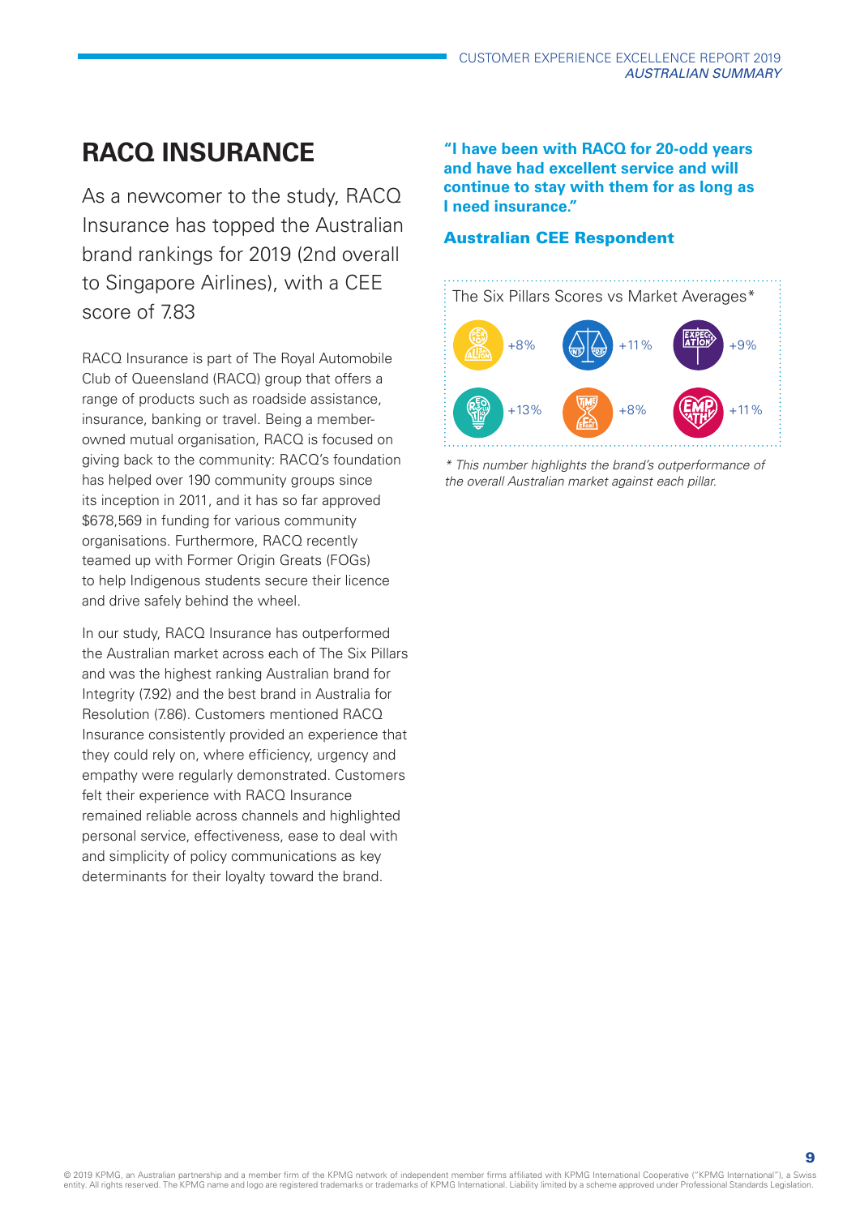# RACQ INSURANCE

As a newcomer to the study, RACQ Insurance has topped the Australian brand rankings for 2019 (2nd overall to Singapore Airlines), with a CEE score of 7.83

RACQ Insurance is part of The Royal Automobile Club of Queensland (RACQ) group that offers a range of products such as roadside assistance, insurance, banking or travel. Being a member-owned mutual organisation, RACQ is focused on giving back to the community: RACQ's foundation has helped over 190 community groups since its inception in 2011, and it has so far approved $678,569 in funding for various community organisations. Furthermore, RACQ recently teamed up with Former Origin Greats (FOGs) to help Indigenous students secure their licence and drive safely behind the wheel.

In our study, RACQ Insurance has outperformed the Australian market across each of The Six Pillars and was the highest ranking Australian brand for Integrity (7.92) and the best brand in Australia for Resolution (7.86). Customers mentioned RACQ Insurance consistently provided an experience that they could rely on, where efficiency, urgency and empathy were regularly demonstrated. Customers felt their experience with RACQ Insurance remained reliable across channels and highlighted personal service, effectiveness, ease to deal with and simplicity of policy communications as key determinants for their loyalty toward the brand.

**"I have been with RACQ for 20-odd years and have had excellent service and will continue to stay with them for as long as I need insurance."**

**Australian CEE Respondent**

The Six Pillars Scores vs Market Averages*

+8%

+11%

+9%

+13%

+8%

+11%

*\* This number highlights the brand's outperformance of the overall Australian market against each pillar.*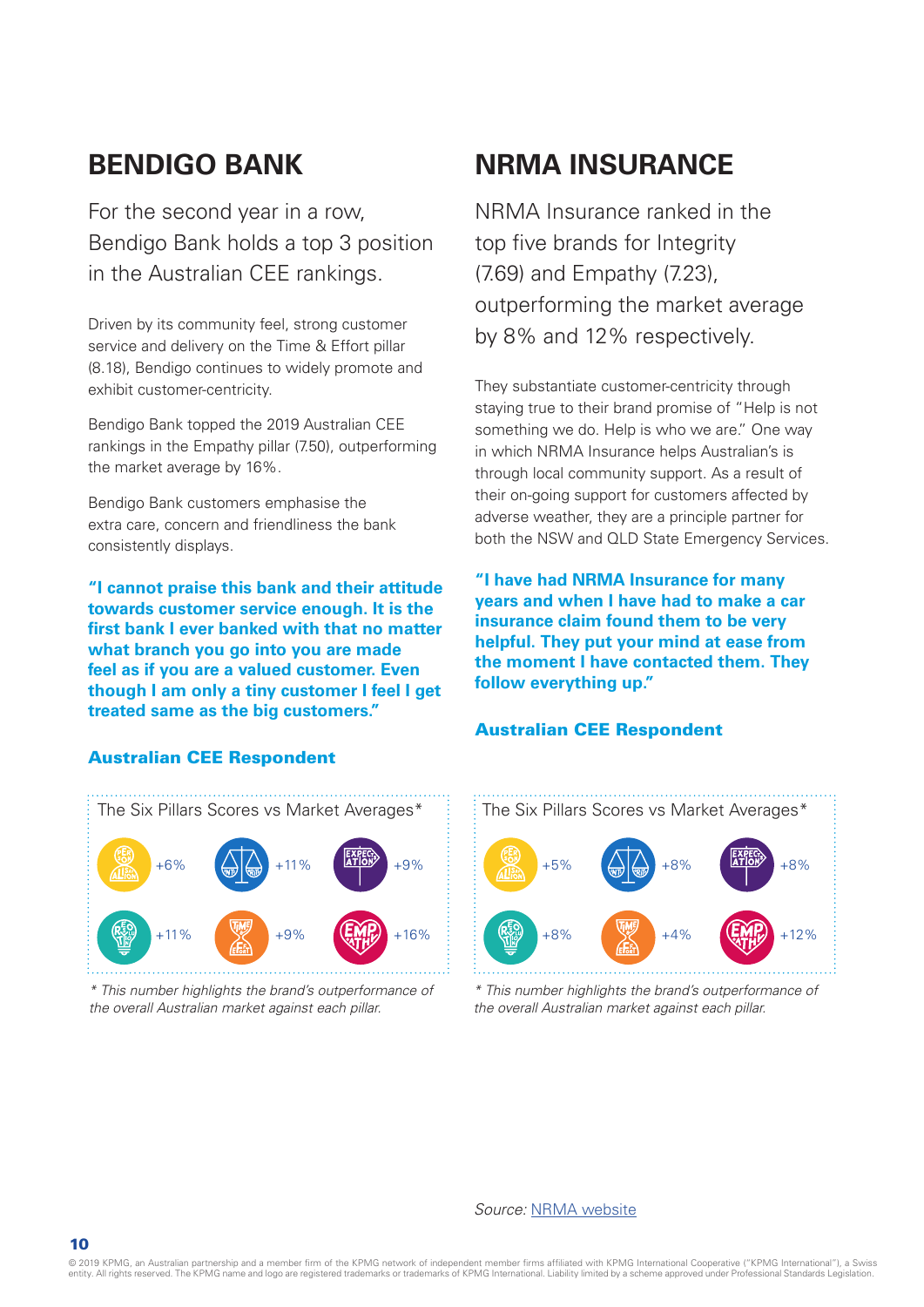## BENDIGO BANK

For the second year in a row, Bendigo Bank holds a top 3 position in the Australian CEE rankings.

Driven by its community feel, strong customer service and delivery on the Time & Effort pillar (8.18), Bendigo continues to widely promote and exhibit customer-centricity.

Bendigo Bank topped the 2019 Australian CEE rankings in the Empathy pillar (7.50), outperforming the market average by 16%.

Bendigo Bank customers emphasise the extra care, concern and friendliness the bank consistently displays.

**"I cannot praise this bank and their attitude towards customer service enough. It is the first bank I ever banked with that no matter what branch you go into you are made feel as if you are a valued customer. Even though I am only a tiny customer I feel I get treated same as the big customers."**

**Australian CEE Respondent**

The Six Pillars Scores vs Market Averages*

+6%
+11%
+9%
+11%
+9%
+16%

*\* This number highlights the brand's outperformance of the overall Australian market against each pillar.*

## NRMA INSURANCE

NRMA Insurance ranked in the top five brands for Integrity (7.69) and Empathy (7.23), outperforming the market average by 8% and 12% respectively.

They substantiate customer-centricity through staying true to their brand promise of "Help is not something we do. Help is who we are." One way in which NRMA Insurance helps Australian's is through local community support. As a result of their on-going support for customers affected by adverse weather, they are a principle partner for both the NSW and QLD State Emergency Services.

**"I have had NRMA Insurance for many years and when I have had to make a car insurance claim found them to be very helpful. They put your mind at ease from the moment I have contacted them. They follow everything up."**

**Australian CEE Respondent**

The Six Pillars Scores vs Market Averages*

+5%
+8%
+8%
+8%
+4%
+12%

*\* This number highlights the brand's outperformance of the overall Australian market against each pillar.*

*Source:* NRMA website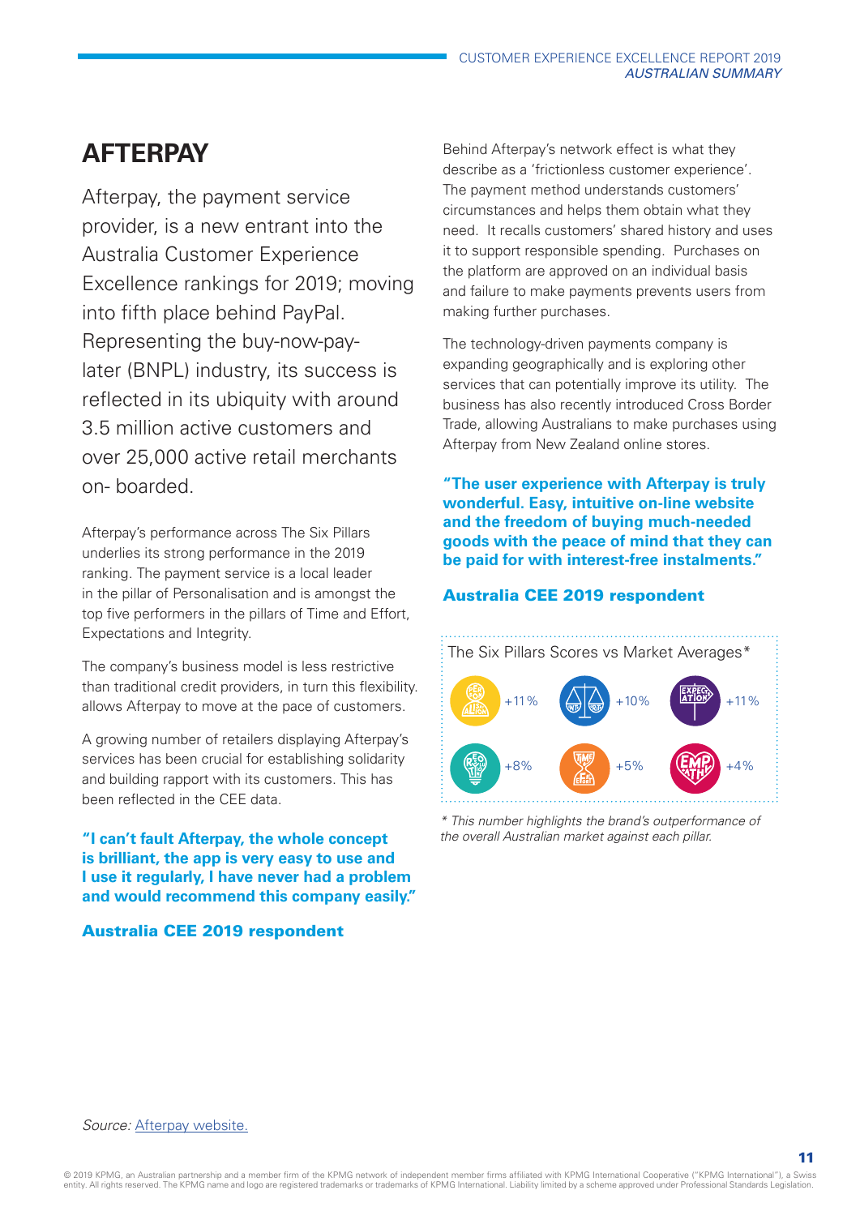# AFTERPAY

Afterpay, the payment service provider, is a new entrant into the Australia Customer Experience Excellence rankings for 2019; moving into fifth place behind PayPal. Representing the buy-now-pay-later (BNPL) industry, its success is reflected in its ubiquity with around 3.5 million active customers and over 25,000 active retail merchants on- boarded.

Afterpay's performance across The Six Pillars underlies its strong performance in the 2019 ranking. The payment service is a local leader in the pillar of Personalisation and is amongst the top five performers in the pillars of Time and Effort, Expectations and Integrity.

The company's business model is less restrictive than traditional credit providers, in turn this flexibility. allows Afterpay to move at the pace of customers.

A growing number of retailers displaying Afterpay's services has been crucial for establishing solidarity and building rapport with its customers. This has been reflected in the CEE data.

**"I can't fault Afterpay, the whole concept is brilliant, the app is very easy to use and I use it regularly, I have never had a problem and would recommend this company easily."**

**Australia CEE 2019 respondent**

Behind Afterpay's network effect is what they describe as a 'frictionless customer experience'. The payment method understands customers' circumstances and helps them obtain what they need. It recalls customers' shared history and uses it to support responsible spending. Purchases on the platform are approved on an individual basis and failure to make payments prevents users from making further purchases.

The technology-driven payments company is expanding geographically and is exploring other services that can potentially improve its utility. The business has also recently introduced Cross Border Trade, allowing Australians to make purchases using Afterpay from New Zealand online stores.

**"The user experience with Afterpay is truly wonderful. Easy, intuitive on-line website and the freedom of buying much-needed goods with the peace of mind that they can be paid for with interest-free instalments."**

**Australia CEE 2019 respondent**

The Six Pillars Scores vs Market Averages*

+11%
+10%
+11%
+8%
+5%
+4%

*\* This number highlights the brand's outperformance of the overall Australian market against each pillar.*

*Source:* Afterpay website.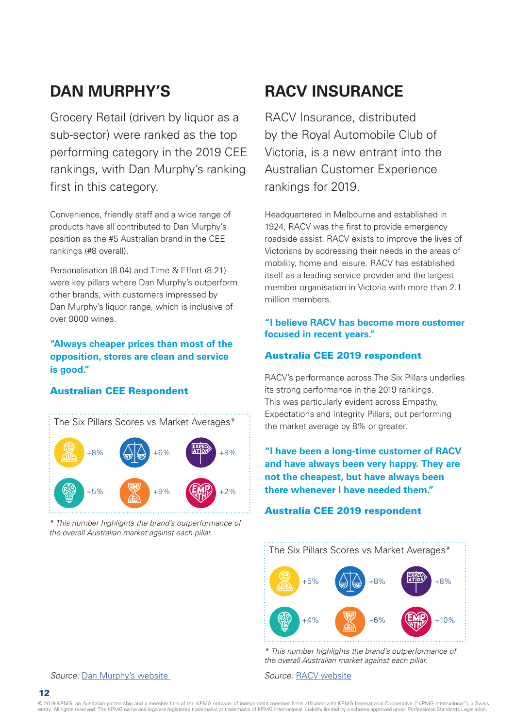## DAN MURPHY'S

Grocery Retail (driven by liquor as a sub-sector) were ranked as the top performing category in the 2019 CEE rankings, with Dan Murphy's ranking first in this category.

Convenience, friendly staff and a wide range of products have all contributed to Dan Murphy's position as the #5 Australian brand in the CEE rankings (#8 overall).

Personalisation (8.04) and Time & Effort (8.21) were key pillars where Dan Murphy's outperform other brands, with customers impressed by Dan Murphy's liquor range, which is inclusive of over 9000 wines.

**"Always cheaper prices than most of the opposition, stores are clean and service is good."**

**Australian CEE Respondent**

The Six Pillars Scores vs Market Averages*

+8%
+6%
+8%
+5%
+9%
+2%

*\* This number highlights the brand's outperformance of the overall Australian market against each pillar.*

*Source:* Dan Murphy's website

## RACV INSURANCE

RACV Insurance, distributed by the Royal Automobile Club of Victoria, is a new entrant into the Australian Customer Experience rankings for 2019.

Headquartered in Melbourne and established in 1924, RACV was the first to provide emergency roadside assist. RACV exists to improve the lives of Victorians by addressing their needs in the areas of mobility, home and leisure. RACV has established itself as a leading service provider and the largest member organisation in Victoria with more than 2.1 million members.

**"I believe RACV has become more customer focused in recent years."**

**Australia CEE 2019 respondent**

RACV's performance across The Six Pillars underlies its strong performance in the 2019 rankings. This was particularly evident across Empathy, Expectations and Integrity Pillars, out performing the market average by 8% or greater.

**"I have been a long-time customer of RACV and have always been very happy. They are not the cheapest, but have always been there whenever I have needed them."**

**Australia CEE 2019 respondent**

The Six Pillars Scores vs Market Averages*

+5%
+8%
+8%
+4%
+6%
+10%

*\* This number highlights the brand's outperformance of the overall Australian market against each pillar.*

*Source:* RACV website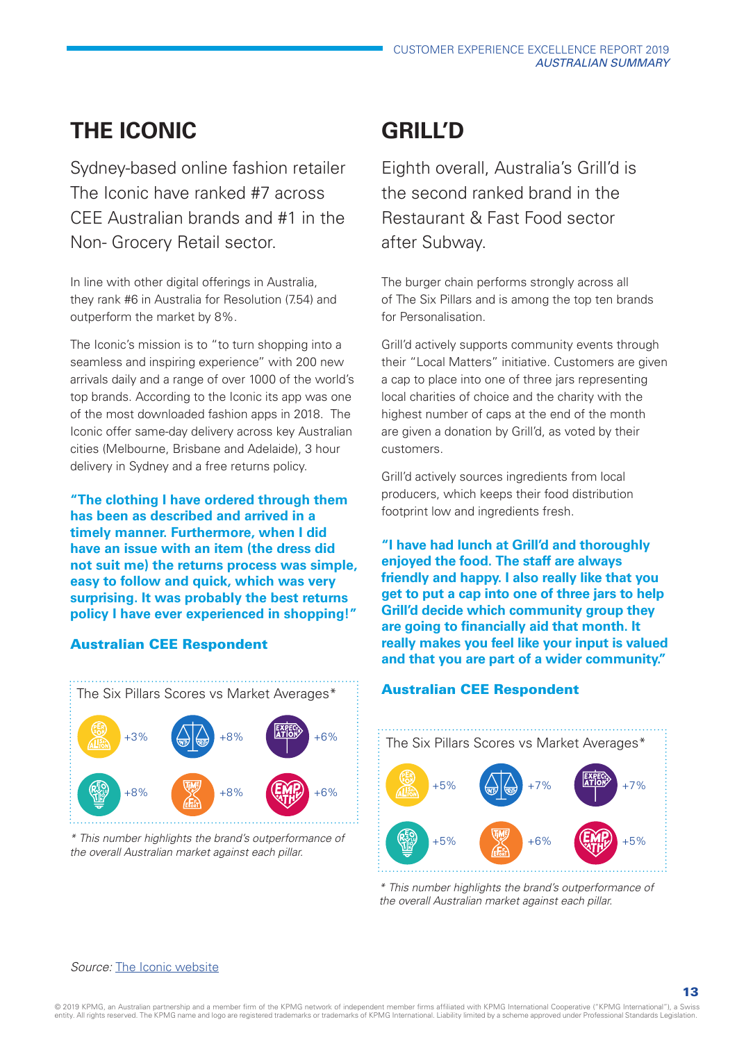## THE ICONIC

Sydney-based online fashion retailer The Iconic have ranked #7 across CEE Australian brands and #1 in the Non- Grocery Retail sector.

In line with other digital offerings in Australia, they rank #6 in Australia for Resolution (7.54) and outperform the market by 8%.

The Iconic's mission is to "to turn shopping into a seamless and inspiring experience" with 200 new arrivals daily and a range of over 1000 of the world's top brands. According to the Iconic its app was one of the most downloaded fashion apps in 2018. The Iconic offer same-day delivery across key Australian cities (Melbourne, Brisbane and Adelaide), 3 hour delivery in Sydney and a free returns policy.

**"The clothing I have ordered through them has been as described and arrived in a timely manner. Furthermore, when I did have an issue with an item (the dress did not suit me) the returns process was simple, easy to follow and quick, which was very surprising. It was probably the best returns policy I have ever experienced in shopping!"**

**Australian CEE Respondent**

The Six Pillars Scores vs Market Averages*

+3%
+8%
+6%
+8%
+8%
+6%

*\* This number highlights the brand's outperformance of the overall Australian market against each pillar.*

## GRILL'D

Eighth overall, Australia's Grill'd is the second ranked brand in the Restaurant & Fast Food sector after Subway.

The burger chain performs strongly across all of The Six Pillars and is among the top ten brands for Personalisation.

Grill'd actively supports community events through their "Local Matters" initiative. Customers are given a cap to place into one of three jars representing local charities of choice and the charity with the highest number of caps at the end of the month are given a donation by Grill'd, as voted by their customers.

Grill'd actively sources ingredients from local producers, which keeps their food distribution footprint low and ingredients fresh.

**"I have had lunch at Grill'd and thoroughly enjoyed the food. The staff are always friendly and happy. I also really like that you get to put a cap into one of three jars to help Grill'd decide which community group they are going to financially aid that month. It really makes you feel like your input is valued and that you are part of a wider community."**

**Australian CEE Respondent**

The Six Pillars Scores vs Market Averages*

+5%
+7%
+7%
+5%
+6%
+5%

*\* This number highlights the brand's outperformance of the overall Australian market against each pillar.*

*Source:* The Iconic website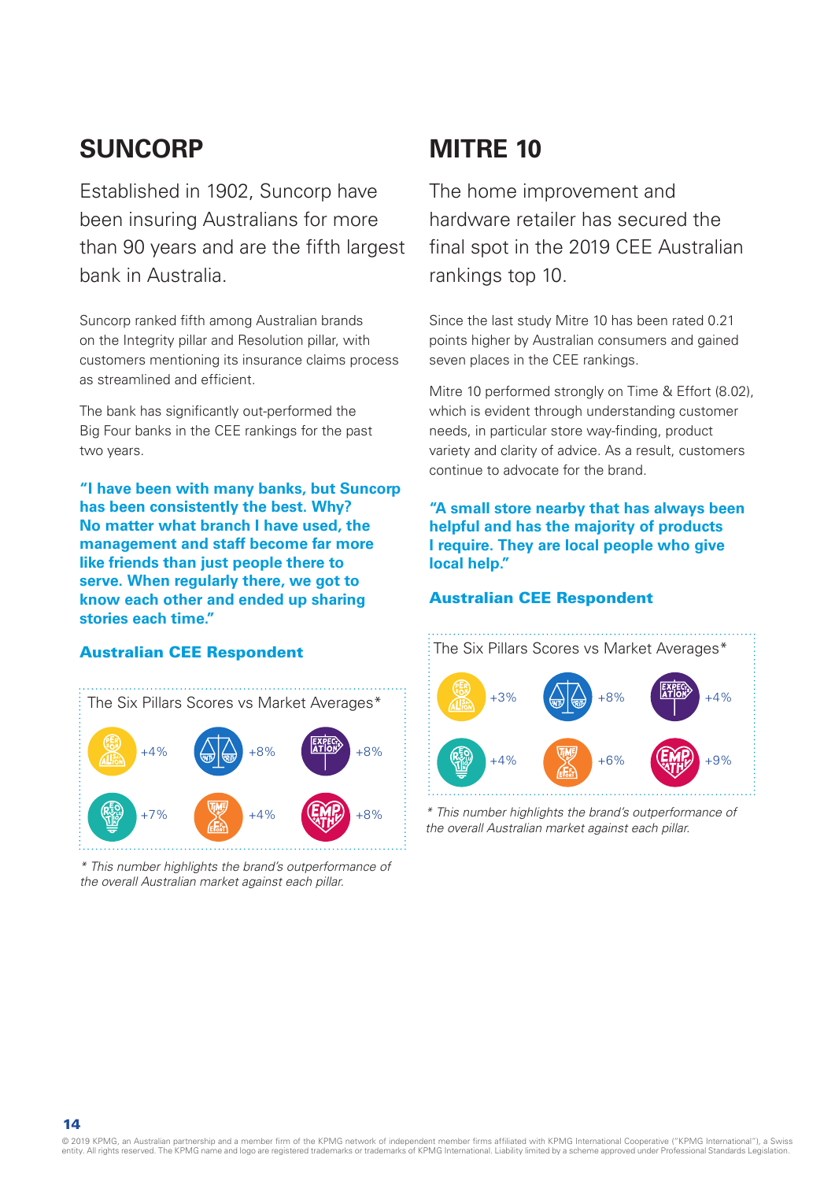## SUNCORP

Established in 1902, Suncorp have been insuring Australians for more than 90 years and are the fifth largest bank in Australia.

Suncorp ranked fifth among Australian brands on the Integrity pillar and Resolution pillar, with customers mentioning its insurance claims process as streamlined and efficient.

The bank has significantly out-performed the Big Four banks in the CEE rankings for the past two years.

**"I have been with many banks, but Suncorp has been consistently the best. Why? No matter what branch I have used, the management and staff become far more like friends than just people there to serve. When regularly there, we got to know each other and ended up sharing stories each time."**

**Australian CEE Respondent**

The Six Pillars Scores vs Market Averages*

+4%
+8%
+8%
+7%
+4%
+8%

*\* This number highlights the brand's outperformance of the overall Australian market against each pillar.*

## MITRE 10

The home improvement and hardware retailer has secured the final spot in the 2019 CEE Australian rankings top 10.

Since the last study Mitre 10 has been rated 0.21 points higher by Australian consumers and gained seven places in the CEE rankings.

Mitre 10 performed strongly on Time & Effort (8.02), which is evident through understanding customer needs, in particular store way-finding, product variety and clarity of advice. As a result, customers continue to advocate for the brand.

**"A small store nearby that has always been helpful and has the majority of products I require. They are local people who give local help."**

**Australian CEE Respondent**

The Six Pillars Scores vs Market Averages*

+3%
+8%
+4%
+4%
+6%
+9%

*\* This number highlights the brand's outperformance of the overall Australian market against each pillar.*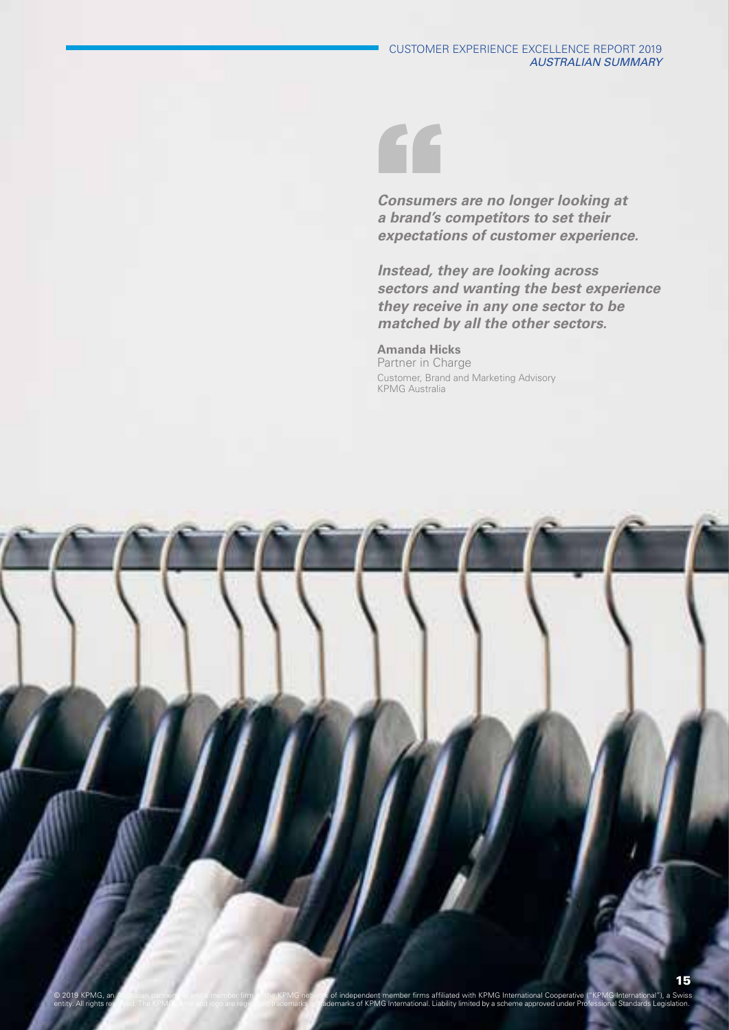*Consumers are no longer looking at a brand's competitors to set their expectations of customer experience.*

*Instead, they are looking across sectors and wanting the best experience they receive in any one sector to be matched by all the other sectors.*

**Amanda Hicks**
Partner in Charge
Customer, Brand and Marketing Advisory
KPMG Australia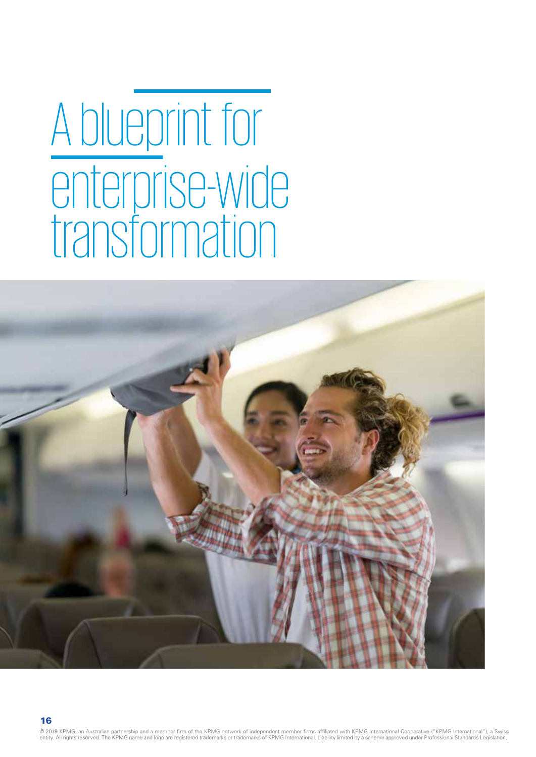# A blueprint for enterprise-wide transformation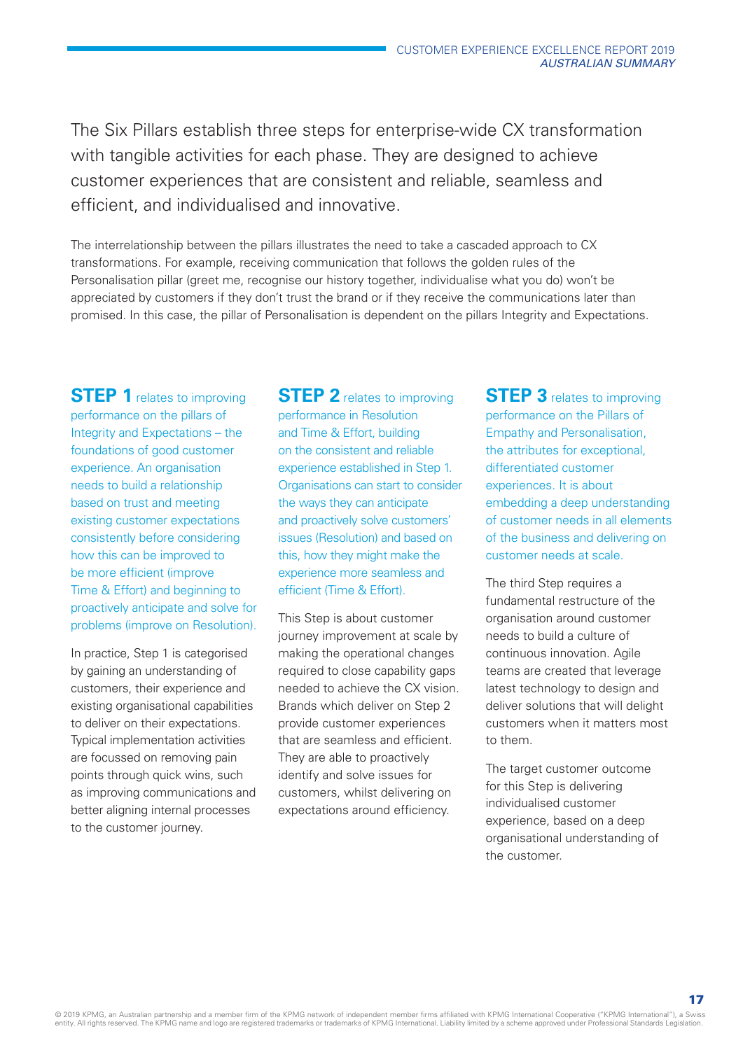The Six Pillars establish three steps for enterprise-wide CX transformation with tangible activities for each phase. They are designed to achieve customer experiences that are consistent and reliable, seamless and efficient, and individualised and innovative.

The interrelationship between the pillars illustrates the need to take a cascaded approach to CX transformations. For example, receiving communication that follows the golden rules of the Personalisation pillar (greet me, recognise our history together, individualise what you do) won't be appreciated by customers if they don't trust the brand or if they receive the communications later than promised. In this case, the pillar of Personalisation is dependent on the pillars Integrity and Expectations.

**STEP 1** relates to improving performance on the pillars of Integrity and Expectations – the foundations of good customer experience. An organisation needs to build a relationship based on trust and meeting existing customer expectations consistently before considering how this can be improved to be more efficient (improve Time & Effort) and beginning to proactively anticipate and solve for problems (improve on Resolution).

In practice, Step 1 is categorised by gaining an understanding of customers, their experience and existing organisational capabilities to deliver on their expectations. Typical implementation activities are focussed on removing pain points through quick wins, such as improving communications and better aligning internal processes to the customer journey.

**STEP 2** relates to improving performance in Resolution and Time & Effort, building on the consistent and reliable experience established in Step 1. Organisations can start to consider the ways they can anticipate and proactively solve customers' issues (Resolution) and based on this, how they might make the experience more seamless and efficient (Time & Effort).

This Step is about customer journey improvement at scale by making the operational changes required to close capability gaps needed to achieve the CX vision. Brands which deliver on Step 2 provide customer experiences that are seamless and efficient. They are able to proactively identify and solve issues for customers, whilst delivering on expectations around efficiency.

**STEP 3** relates to improving performance on the Pillars of Empathy and Personalisation, the attributes for exceptional, differentiated customer experiences. It is about embedding a deep understanding of customer needs in all elements of the business and delivering on customer needs at scale.

The third Step requires a fundamental restructure of the organisation around customer needs to build a culture of continuous innovation. Agile teams are created that leverage latest technology to design and deliver solutions that will delight customers when it matters most to them.

The target customer outcome for this Step is delivering individualised customer experience, based on a deep organisational understanding of the customer.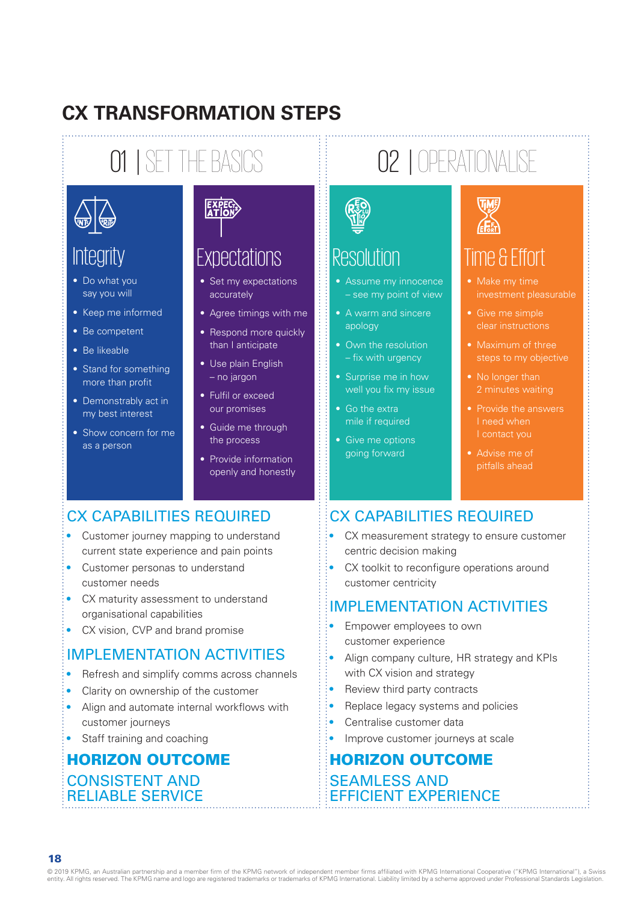# CX TRANSFORMATION STEPS

## 01 | SET THE BASICS

### Integrity

- Do what you say you will
- Keep me informed
- Be competent
- Be likeable
- Stand for something more than profit
- Demonstrably act in my best interest
- Show concern for me as a person

### Expectations

- Set my expectations accurately
- Agree timings with me
- Respond more quickly than I anticipate
- Use plain English – no jargon
- Fulfil or exceed our promises
- Guide me through the process
- Provide information openly and honestly

### CX CAPABILITIES REQUIRED

- Customer journey mapping to understand current state experience and pain points
- Customer personas to understand customer needs
- CX maturity assessment to understand organisational capabilities
- CX vision, CVP and brand promise

### IMPLEMENTATION ACTIVITIES

- Refresh and simplify comms across channels
- Clarity on ownership of the customer
- Align and automate internal workflows with customer journeys
- Staff training and coaching

### HORIZON OUTCOME

CONSISTENT AND RELIABLE SERVICE

## 02 | OPERATIONALISE

### Resolution

- Assume my innocence – see my point of view
- A warm and sincere apology
- Own the resolution – fix with urgency
- Surprise me in how well you fix my issue
- Go the extra mile if required
- Give me options going forward

### Time & Effort

- Make my time investment pleasurable
- Give me simple clear instructions
- Maximum of three steps to my objective
- No longer than 2 minutes waiting
- Provide the answers I need when I contact you
- Advise me of pitfalls ahead

### CX CAPABILITIES REQUIRED

- CX measurement strategy to ensure customer centric decision making
- CX toolkit to reconfigure operations around customer centricity

### IMPLEMENTATION ACTIVITIES

- Empower employees to own customer experience
- Align company culture, HR strategy and KPIs with CX vision and strategy
- Review third party contracts
- Replace legacy systems and policies
- Centralise customer data
- Improve customer journeys at scale

### HORIZON OUTCOME

SEAMLESS AND EFFICIENT EXPERIENCE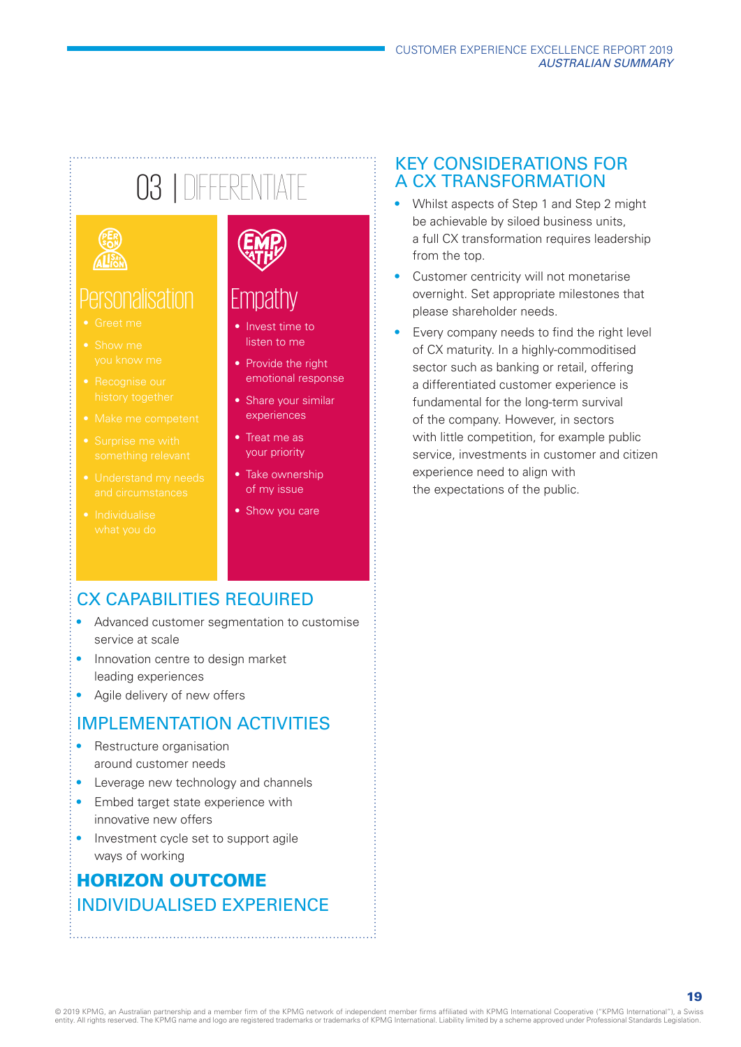# 03 | DIFFERENTIATE

## Personalisation

- Greet me
- Show me you know me
- Recognise our history together
- Make me competent
- Surprise me with something relevant
- Understand my needs and circumstances
- Individualise what you do

## Empathy

- Invest time to listen to me
- Provide the right emotional response
- Share your similar experiences
- Treat me as your priority
- Take ownership of my issue
- Show you care

## CX CAPABILITIES REQUIRED

- Advanced customer segmentation to customise service at scale
- Innovation centre to design market leading experiences
- Agile delivery of new offers

## IMPLEMENTATION ACTIVITIES

- Restructure organisation around customer needs
- Leverage new technology and channels
- Embed target state experience with innovative new offers
- Investment cycle set to support agile ways of working

## **HORIZON OUTCOME**
## INDIVIDUALISED EXPERIENCE

## KEY CONSIDERATIONS FOR A CX TRANSFORMATION

- Whilst aspects of Step 1 and Step 2 might be achievable by siloed business units, a full CX transformation requires leadership from the top.
- Customer centricity will not monetarise overnight. Set appropriate milestones that please shareholder needs.
- Every company needs to find the right level of CX maturity. In a highly-commoditised sector such as banking or retail, offering a differentiated customer experience is fundamental for the long-term survival of the company. However, in sectors with little competition, for example public service, investments in customer and citizen experience need to align with the expectations of the public.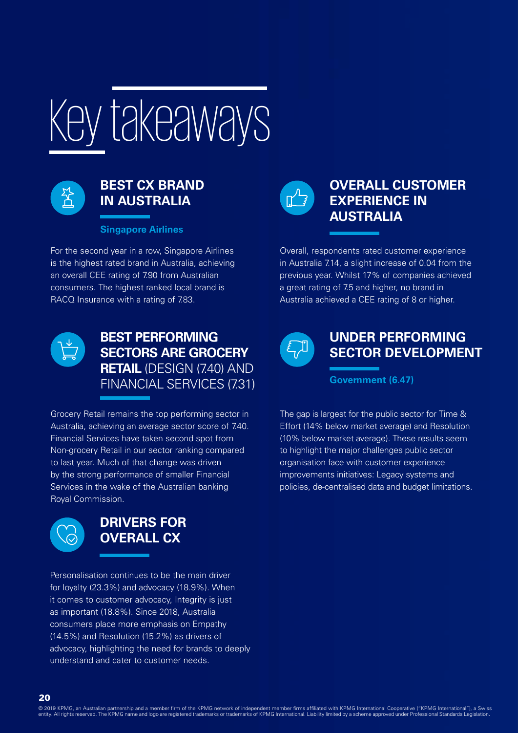# Key takeaways

## BEST CX BRAND IN AUSTRALIA

**Singapore Airlines**

For the second year in a row, Singapore Airlines is the highest rated brand in Australia, achieving an overall CEE rating of 7.90 from Australian consumers. The highest ranked local brand is RACQ Insurance with a rating of 7.83.

## BEST PERFORMING SECTORS ARE GROCERY RETAIL (DESIGN (7.40) AND FINANCIAL SERVICES (7.31)

Grocery Retail remains the top performing sector in Australia, achieving an average sector score of 7.40. Financial Services have taken second spot from Non-grocery Retail in our sector ranking compared to last year. Much of that change was driven by the strong performance of smaller Financial Services in the wake of the Australian banking Royal Commission.

## DRIVERS FOR OVERALL CX

Personalisation continues to be the main driver for loyalty (23.3%) and advocacy (18.9%). When it comes to customer advocacy, Integrity is just as important (18.8%). Since 2018, Australia consumers place more emphasis on Empathy (14.5%) and Resolution (15.2%) as drivers of advocacy, highlighting the need for brands to deeply understand and cater to customer needs.

## OVERALL CUSTOMER EXPERIENCE IN AUSTRALIA

Overall, respondents rated customer experience in Australia 7.14, a slight increase of 0.04 from the previous year. Whilst 17% of companies achieved a great rating of 7.5 and higher, no brand in Australia achieved a CEE rating of 8 or higher.

## UNDER PERFORMING SECTOR DEVELOPMENT

**Government (6.47)**

The gap is largest for the public sector for Time & Effort (14% below market average) and Resolution (10% below market average). These results seem to highlight the major challenges public sector organisation face with customer experience improvements initiatives: Legacy systems and policies, de-centralised data and budget limitations.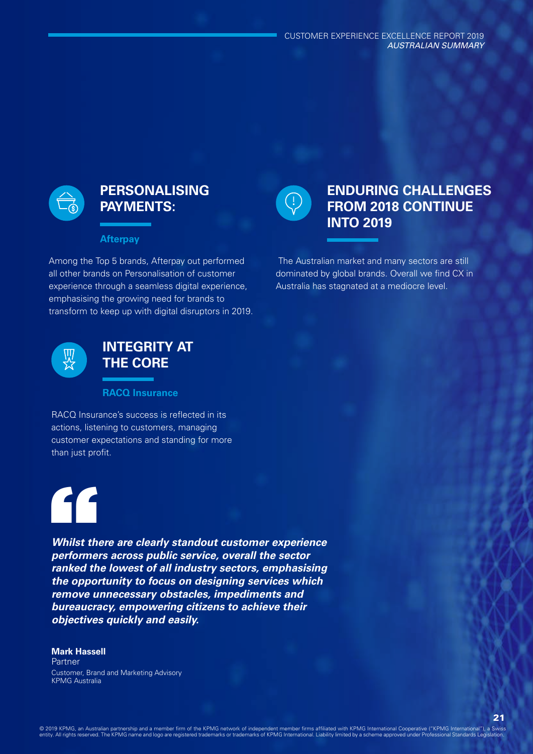## PERSONALISING PAYMENTS:

### Afterpay

Among the Top 5 brands, Afterpay out performed all other brands on Personalisation of customer experience through a seamless digital experience, emphasising the growing need for brands to transform to keep up with digital disruptors in 2019.

## INTEGRITY AT THE CORE

### RACQ Insurance

RACQ Insurance's success is reflected in its actions, listening to customers, managing customer expectations and standing for more than just profit.

## ENDURING CHALLENGES FROM 2018 CONTINUE INTO 2019

The Australian market and many sectors are still dominated by global brands. Overall we find CX in Australia has stagnated at a mediocre level.

> ***Whilst there are clearly standout customer experience performers across public service, overall the sector ranked the lowest of all industry sectors, emphasising the opportunity to focus on designing services which remove unnecessary obstacles, impediments and bureaucracy, empowering citizens to achieve their objectives quickly and easily.***

**Mark Hassell**
Partner
Customer, Brand and Marketing Advisory
KPMG Australia

© 2019 KPMG, an Australian partnership and a member firm of the KPMG network of independent member firms affiliated with KPMG International Cooperative ("KPMG International"), a Swiss entity. All rights reserved. The KPMG name and logo are registered trademarks or trademarks of KPMG International. Liability limited by a scheme approved under Professional Standards Legislation.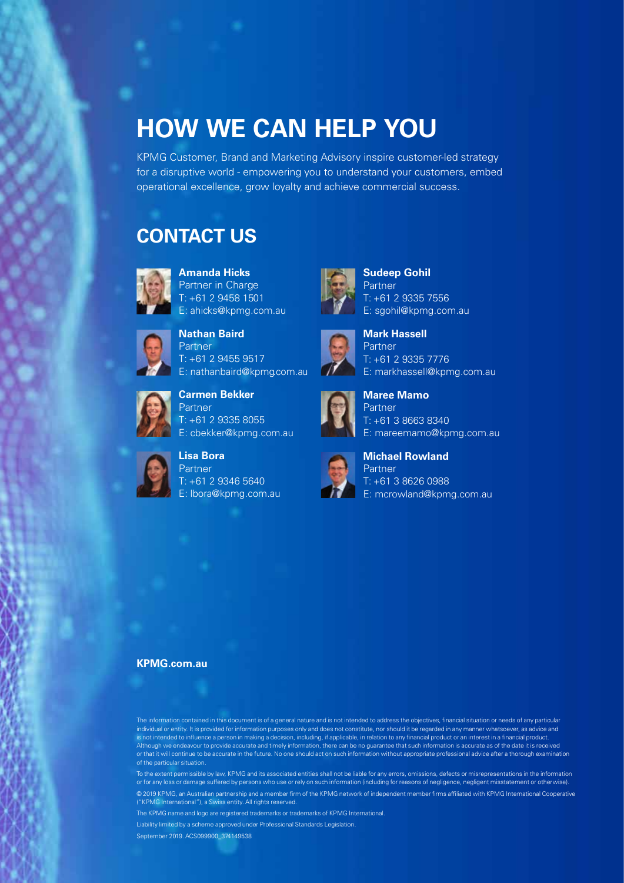# HOW WE CAN HELP YOU

KPMG Customer, Brand and Marketing Advisory inspire customer-led strategy for a disruptive world - empowering you to understand your customers, embed operational excellence, grow loyalty and achieve commercial success.

## CONTACT US

**Amanda Hicks**
Partner in Charge
T: +61 2 9458 1501
E: ahicks@kpmg.com.au

**Nathan Baird**
Partner
T: +61 2 9455 9517
E: nathanbaird@kpmg.com.au

**Carmen Bekker**
Partner
T: +61 2 9335 8055
E: cbekker@kpmg.com.au

**Lisa Bora**
Partner
T: +61 2 9346 5640
E: lbora@kpmg.com.au

**Sudeep Gohil**
Partner
T: +61 2 9335 7556
E: sgohil@kpmg.com.au

**Mark Hassell**
Partner
T: +61 2 9335 7776
E: markhassell@kpmg.com.au

**Maree Mamo**
Partner
T: +61 3 8663 8340
E: mareemamo@kpmg.com.au

**Michael Rowland**
Partner
T: +61 3 8626 0988
E: mcrowland@kpmg.com.au

**KPMG.com.au**

The information contained in this document is of a general nature and is not intended to address the objectives, financial situation or needs of any particular individual or entity. It is provided for information purposes only and does not constitute, nor should it be regarded in any manner whatsoever, as advice and is not intended to influence a person in making a decision, including, if applicable, in relation to any financial product or an interest in a financial product. Although we endeavour to provide accurate and timely information, there can be no guarantee that such information is accurate as of the date it is received or that it will continue to be accurate in the future. No one should act on such information without appropriate professional advice after a thorough examination of the particular situation.

To the extent permissible by law, KPMG and its associated entities shall not be liable for any errors, omissions, defects or misrepresentations in the information or for any loss or damage suffered by persons who use or rely on such information (including for reasons of negligence, negligent misstatement or otherwise).

© 2019 KPMG, an Australian partnership and a member firm of the KPMG network of independent member firms affiliated with KPMG International Cooperative ("KPMG International"), a Swiss entity. All rights reserved.

The KPMG name and logo are registered trademarks or trademarks of KPMG International.

Liability limited by a scheme approved under Professional Standards Legislation.

September 2019. ACS099900_374149538